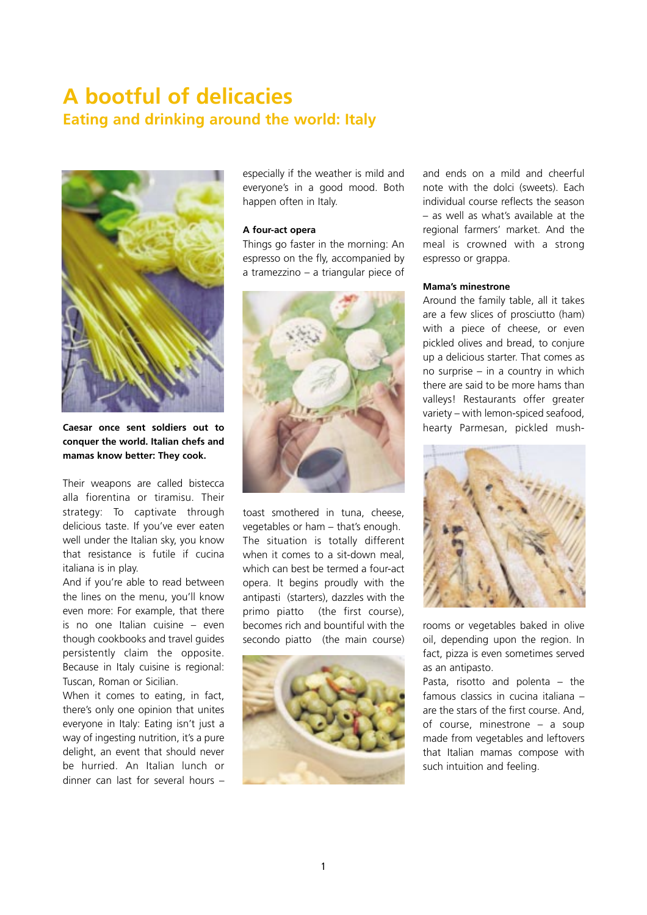# A bootful of delicacies

## Eating and drinking around the world: Italy

**Caesar once sent soldiers out to conquer the world. Italian chefs and mamas know better: They cook.**

Their weapons are called bistecca alla fiorentina or tiramisu. Their strategy: To captivate through delicious taste. If you've ever eaten well under the Italian sky, you know that resistance is futile if cucina italiana is in play.

And if you're able to read between the lines on the menu, you'll know even more: For example, that there is no one Italian cuisine – even though cookbooks and travel guides persistently claim the opposite. Because in Italy cuisine is regional: Tuscan, Roman or Sicilian.

When it comes to eating, in fact, there's only one opinion that unites everyone in Italy: Eating isn't just a way of ingesting nutrition, it's a pure delight, an event that should never be hurried. An Italian lunch or dinner can last for several hours – especially if the weather is mild and everyone's in a good mood. Both happen often in Italy.

### A four-act opera

Things go faster in the morning: An espresso on the fly, accompanied by a tramezzino – a triangular piece of toast smothered in tuna, cheese, vegetables or ham – that's enough. The situation is totally different when it comes to a sit-down meal, which can best be termed a four-act opera. It begins proudly with the antipasti (starters), dazzles with the primo piatto (the first course), becomes rich and bountiful with the secondo piatto (the main course) and ends on a mild and cheerful note with the dolci (sweets). Each individual course reflects the season – as well as what's available at the regional farmers' market. And the meal is crowned with a strong espresso or grappa.

### Mama's minestrone

Around the family table, all it takes are a few slices of prosciutto (ham) with a piece of cheese, or even pickled olives and bread, to conjure up a delicious starter. That comes as no surprise – in a country in which there are said to be more hams than valleys! Restaurants offer greater variety – with lemon-spiced seafood, hearty Parmesan, pickled mushrooms or vegetables baked in olive oil, depending upon the region. In fact, pizza is even sometimes served as an antipasto.

Pasta, risotto and polenta – the famous classics in cucina italiana – are the stars of the first course. And, of course, minestrone – a soup made from vegetables and leftovers that Italian mamas compose with such intuition and feeling.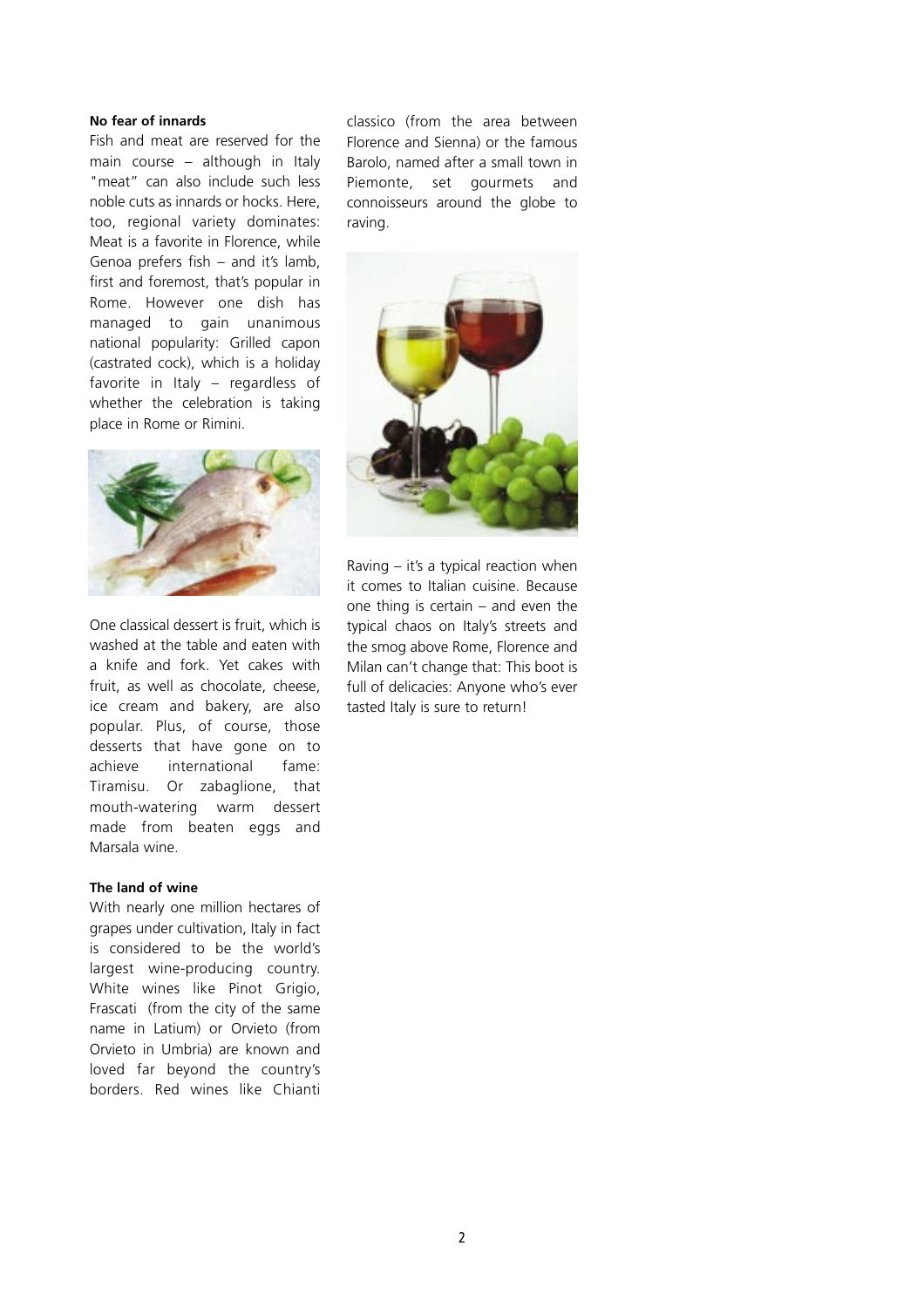**No fear of innards**

Fish and meat are reserved for the main course – although in Italy "meat" can also include such less noble cuts as innards or hocks. Here, too, regional variety dominates: Meat is a favorite in Florence, while Genoa prefers fish – and it's lamb, first and foremost, that's popular in Rome. However one dish has managed to gain unanimous national popularity: Grilled capon (castrated cock), which is a holiday favorite in Italy – regardless of whether the celebration is taking place in Rome or Rimini.

One classical dessert is fruit, which is washed at the table and eaten with a knife and fork. Yet cakes with fruit, as well as chocolate, cheese, ice cream and bakery, are also popular. Plus, of course, those desserts that have gone on to achieve international fame: Tiramisu. Or zabaglione, that mouth-watering warm dessert made from beaten eggs and Marsala wine.

**The land of wine**

With nearly one million hectares of grapes under cultivation, Italy in fact is considered to be the world's largest wine-producing country. White wines like Pinot Grigio, Frascati (from the city of the same name in Latium) or Orvieto (from Orvieto in Umbria) are known and loved far beyond the country's borders. Red wines like Chianti classico (from the area between Florence and Sienna) or the famous Barolo, named after a small town in Piemonte, set gourmets and connoisseurs around the globe to raving.

Raving – it's a typical reaction when it comes to Italian cuisine. Because one thing is certain – and even the typical chaos on Italy's streets and the smog above Rome, Florence and Milan can't change that: This boot is full of delicacies: Anyone who's ever tasted Italy is sure to return!